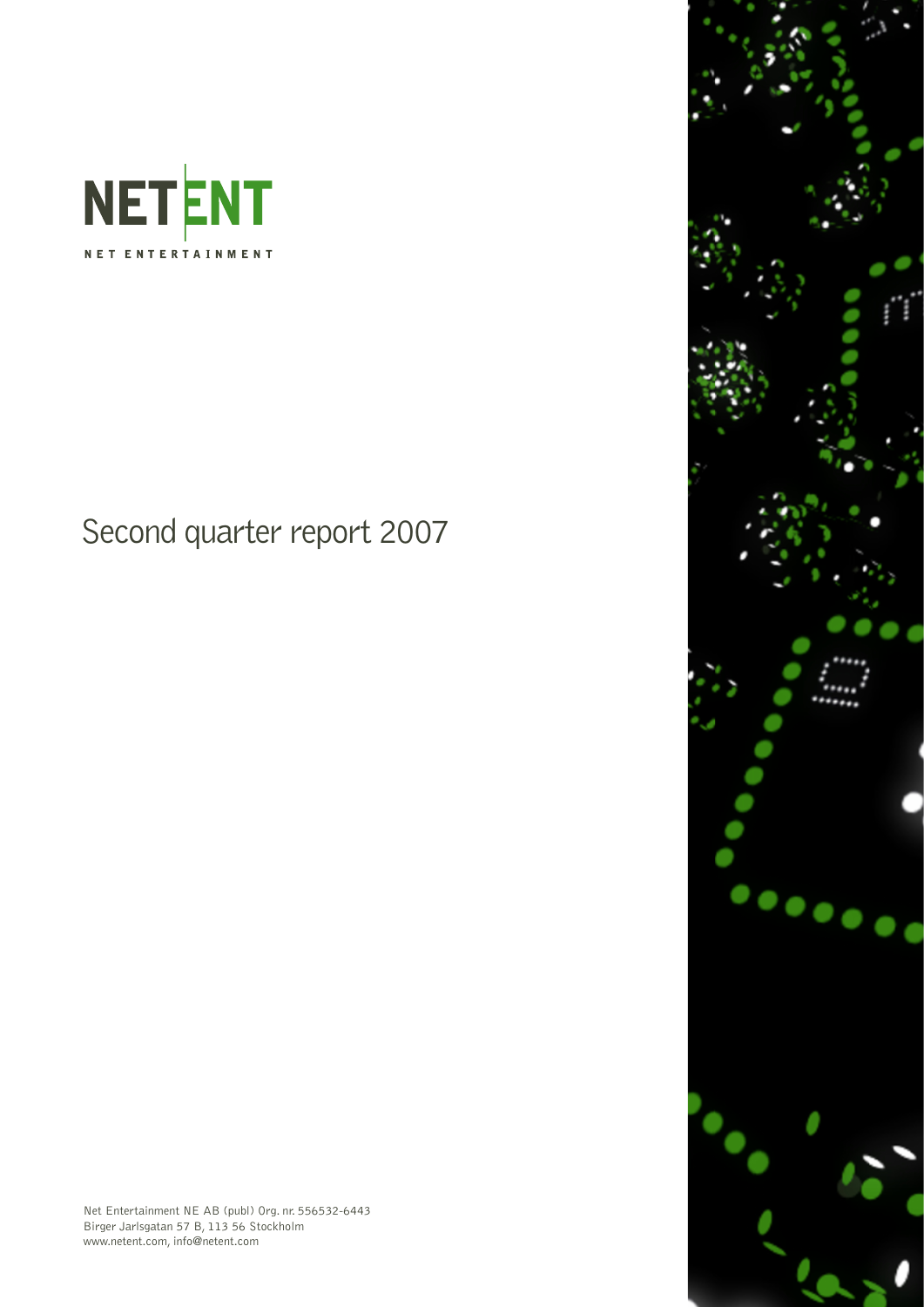NETENT

NET ENTERTAINMENT

# Second quarter report 2007

Net Entertainment NE AB (publ) Org. nr. 556532-6443
Birger Jarlsgatan 57 B, 113 56 Stockholm
www.netent.com, info@netent.com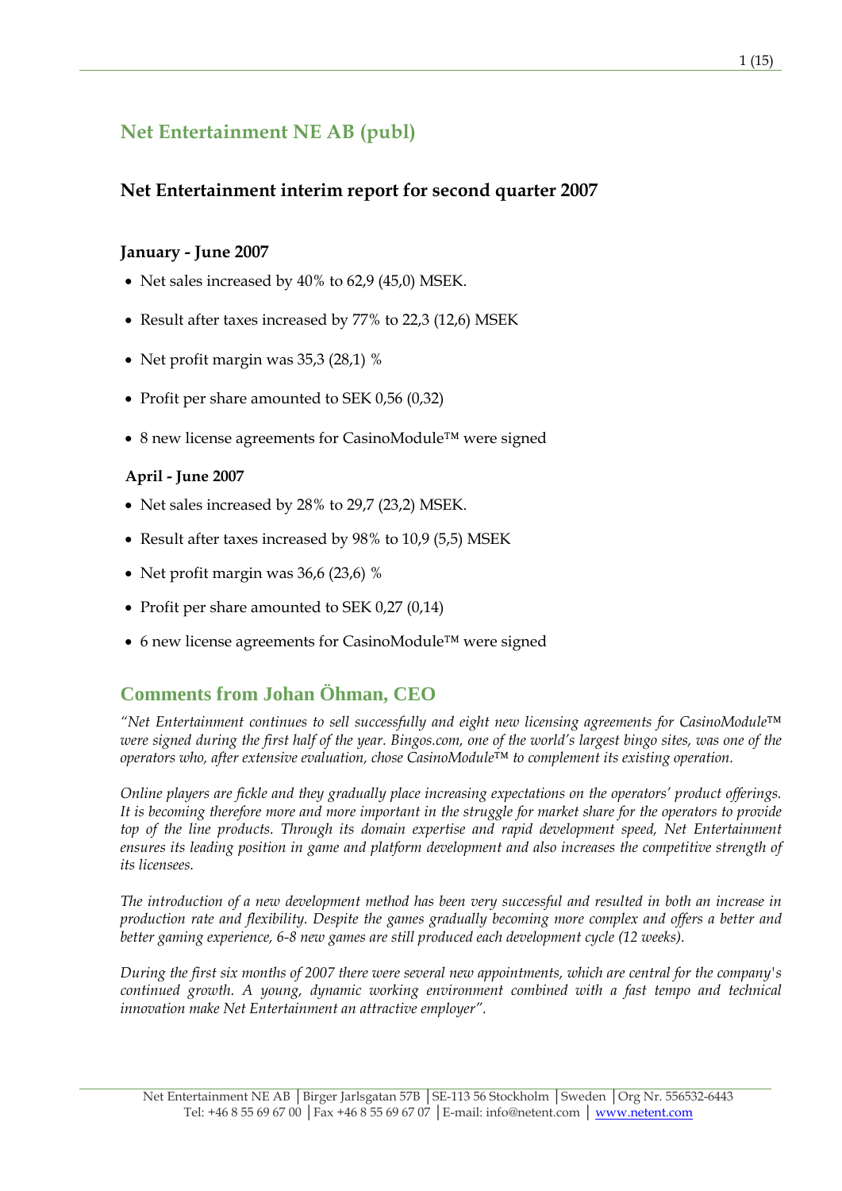# Net Entertainment NE AB (publ)

## Net Entertainment interim report for second quarter 2007

### January - June 2007

- Net sales increased by 40% to 62,9 (45,0) MSEK.
- Result after taxes increased by 77% to 22,3 (12,6) MSEK
- Net profit margin was 35,3 (28,1) %
- Profit per share amounted to SEK 0,56 (0,32)
- 8 new license agreements for CasinoModule™ were signed

### April - June 2007

- Net sales increased by 28% to 29,7 (23,2) MSEK.
- Result after taxes increased by 98% to 10,9 (5,5) MSEK
- Net profit margin was 36,6 (23,6) %
- Profit per share amounted to SEK 0,27 (0,14)
- 6 new license agreements for CasinoModule™ were signed

## Comments from Johan Öhman, CEO

*"Net Entertainment continues to sell successfully and eight new licensing agreements for CasinoModule™ were signed during the first half of the year. Bingos.com, one of the world's largest bingo sites, was one of the operators who, after extensive evaluation, chose CasinoModule™ to complement its existing operation.*

*Online players are fickle and they gradually place increasing expectations on the operators' product offerings. It is becoming therefore more and more important in the struggle for market share for the operators to provide top of the line products. Through its domain expertise and rapid development speed, Net Entertainment ensures its leading position in game and platform development and also increases the competitive strength of its licensees.*

*The introduction of a new development method has been very successful and resulted in both an increase in production rate and flexibility. Despite the games gradually becoming more complex and offers a better and better gaming experience, 6-8 new games are still produced each development cycle (12 weeks).*

*During the first six months of 2007 there were several new appointments, which are central for the company's continued growth. A young, dynamic working environment combined with a fast tempo and technical innovation make Net Entertainment an attractive employer".*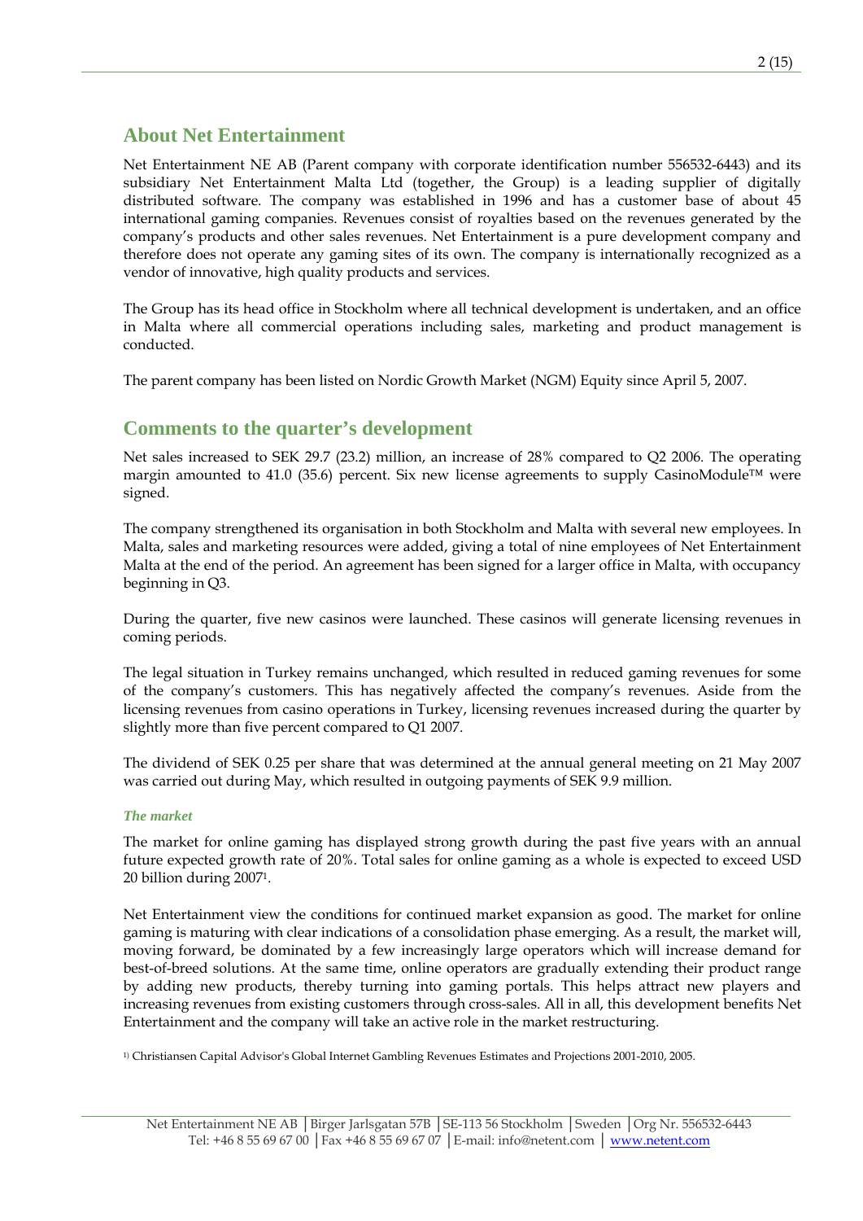## About Net Entertainment

Net Entertainment NE AB (Parent company with corporate identification number 556532-6443) and its subsidiary Net Entertainment Malta Ltd (together, the Group) is a leading supplier of digitally distributed software. The company was established in 1996 and has a customer base of about 45 international gaming companies. Revenues consist of royalties based on the revenues generated by the company's products and other sales revenues. Net Entertainment is a pure development company and therefore does not operate any gaming sites of its own. The company is internationally recognized as a vendor of innovative, high quality products and services.

The Group has its head office in Stockholm where all technical development is undertaken, and an office in Malta where all commercial operations including sales, marketing and product management is conducted.

The parent company has been listed on Nordic Growth Market (NGM) Equity since April 5, 2007.

## Comments to the quarter's development

Net sales increased to SEK 29.7 (23.2) million, an increase of 28% compared to Q2 2006. The operating margin amounted to 41.0 (35.6) percent. Six new license agreements to supply CasinoModule™ were signed.

The company strengthened its organisation in both Stockholm and Malta with several new employees. In Malta, sales and marketing resources were added, giving a total of nine employees of Net Entertainment Malta at the end of the period. An agreement has been signed for a larger office in Malta, with occupancy beginning in Q3.

During the quarter, five new casinos were launched. These casinos will generate licensing revenues in coming periods.

The legal situation in Turkey remains unchanged, which resulted in reduced gaming revenues for some of the company's customers. This has negatively affected the company's revenues. Aside from the licensing revenues from casino operations in Turkey, licensing revenues increased during the quarter by slightly more than five percent compared to Q1 2007.

The dividend of SEK 0.25 per share that was determined at the annual general meeting on 21 May 2007 was carried out during May, which resulted in outgoing payments of SEK 9.9 million.

### *The market*

The market for online gaming has displayed strong growth during the past five years with an annual future expected growth rate of 20%. Total sales for online gaming as a whole is expected to exceed USD 20 billion during 2007[1].

Net Entertainment view the conditions for continued market expansion as good. The market for online gaming is maturing with clear indications of a consolidation phase emerging. As a result, the market will, moving forward, be dominated by a few increasingly large operators which will increase demand for best-of-breed solutions. At the same time, online operators are gradually extending their product range by adding new products, thereby turning into gaming portals. This helps attract new players and increasing revenues from existing customers through cross-sales. All in all, this development benefits Net Entertainment and the company will take an active role in the market restructuring.

[1]) Christiansen Capital Advisor's Global Internet Gambling Revenues Estimates and Projections 2001-2010, 2005.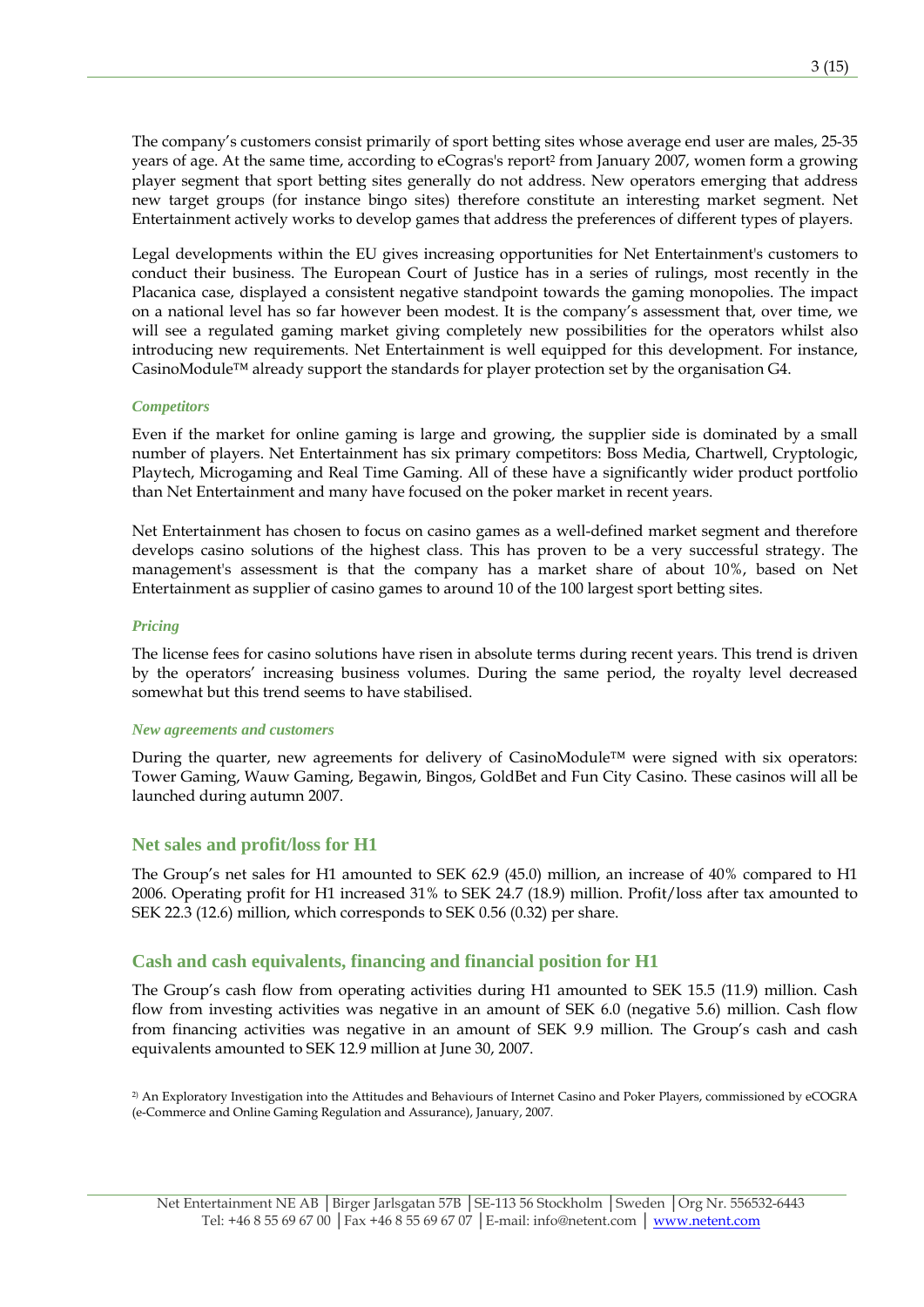The company's customers consist primarily of sport betting sites whose average end user are males, 25-35 years of age. At the same time, according to eCogras's report[2] from January 2007, women form a growing player segment that sport betting sites generally do not address. New operators emerging that address new target groups (for instance bingo sites) therefore constitute an interesting market segment. Net Entertainment actively works to develop games that address the preferences of different types of players.

Legal developments within the EU gives increasing opportunities for Net Entertainment's customers to conduct their business. The European Court of Justice has in a series of rulings, most recently in the Placanica case, displayed a consistent negative standpoint towards the gaming monopolies. The impact on a national level has so far however been modest. It is the company's assessment that, over time, we will see a regulated gaming market giving completely new possibilities for the operators whilst also introducing new requirements. Net Entertainment is well equipped for this development. For instance, CasinoModule™ already support the standards for player protection set by the organisation G4.

*Competitors*

Even if the market for online gaming is large and growing, the supplier side is dominated by a small number of players. Net Entertainment has six primary competitors: Boss Media, Chartwell, Cryptologic, Playtech, Microgaming and Real Time Gaming. All of these have a significantly wider product portfolio than Net Entertainment and many have focused on the poker market in recent years.

Net Entertainment has chosen to focus on casino games as a well-defined market segment and therefore develops casino solutions of the highest class. This has proven to be a very successful strategy. The management's assessment is that the company has a market share of about 10%, based on Net Entertainment as supplier of casino games to around 10 of the 100 largest sport betting sites.

*Pricing*

The license fees for casino solutions have risen in absolute terms during recent years. This trend is driven by the operators' increasing business volumes. During the same period, the royalty level decreased somewhat but this trend seems to have stabilised.

*New agreements and customers*

During the quarter, new agreements for delivery of CasinoModule™ were signed with six operators: Tower Gaming, Wauw Gaming, Begawin, Bingos, GoldBet and Fun City Casino. These casinos will all be launched during autumn 2007.

## Net sales and profit/loss for H1

The Group's net sales for H1 amounted to SEK 62.9 (45.0) million, an increase of 40% compared to H1 2006. Operating profit for H1 increased 31% to SEK 24.7 (18.9) million. Profit/loss after tax amounted to SEK 22.3 (12.6) million, which corresponds to SEK 0.56 (0.32) per share.

## Cash and cash equivalents, financing and financial position for H1

The Group's cash flow from operating activities during H1 amounted to SEK 15.5 (11.9) million. Cash flow from investing activities was negative in an amount of SEK 6.0 (negative 5.6) million. Cash flow from financing activities was negative in an amount of SEK 9.9 million. The Group's cash and cash equivalents amounted to SEK 12.9 million at June 30, 2007.

[2] An Exploratory Investigation into the Attitudes and Behaviours of Internet Casino and Poker Players, commissioned by eCOGRA (e-Commerce and Online Gaming Regulation and Assurance), January, 2007.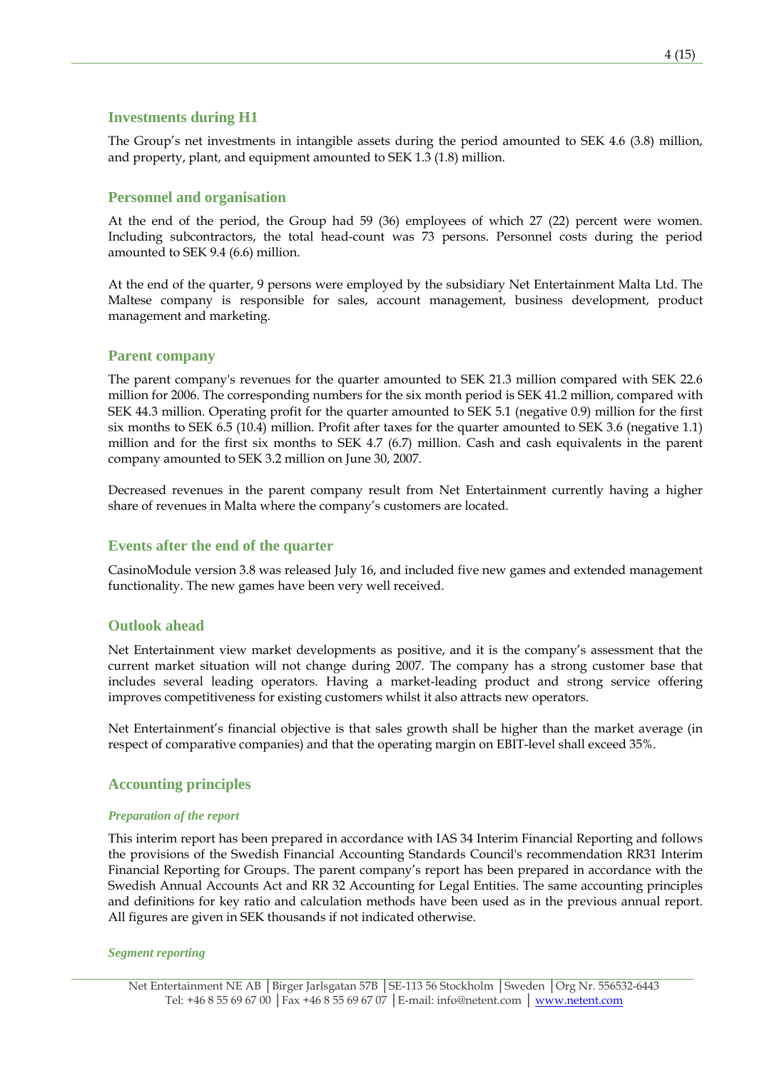## Investments during H1

The Group's net investments in intangible assets during the period amounted to SEK 4.6 (3.8) million, and property, plant, and equipment amounted to SEK 1.3 (1.8) million.

## Personnel and organisation

At the end of the period, the Group had 59 (36) employees of which 27 (22) percent were women. Including subcontractors, the total head-count was 73 persons. Personnel costs during the period amounted to SEK 9.4 (6.6) million.

At the end of the quarter, 9 persons were employed by the subsidiary Net Entertainment Malta Ltd. The Maltese company is responsible for sales, account management, business development, product management and marketing.

## Parent company

The parent company's revenues for the quarter amounted to SEK 21.3 million compared with SEK 22.6 million for 2006. The corresponding numbers for the six month period is SEK 41.2 million, compared with SEK 44.3 million. Operating profit for the quarter amounted to SEK 5.1 (negative 0.9) million for the first six months to SEK 6.5 (10.4) million. Profit after taxes for the quarter amounted to SEK 3.6 (negative 1.1) million and for the first six months to SEK 4.7 (6.7) million. Cash and cash equivalents in the parent company amounted to SEK 3.2 million on June 30, 2007.

Decreased revenues in the parent company result from Net Entertainment currently having a higher share of revenues in Malta where the company's customers are located.

## Events after the end of the quarter

CasinoModule version 3.8 was released July 16, and included five new games and extended management functionality. The new games have been very well received.

## Outlook ahead

Net Entertainment view market developments as positive, and it is the company's assessment that the current market situation will not change during 2007. The company has a strong customer base that includes several leading operators. Having a market-leading product and strong service offering improves competitiveness for existing customers whilst it also attracts new operators.

Net Entertainment's financial objective is that sales growth shall be higher than the market average (in respect of comparative companies) and that the operating margin on EBIT-level shall exceed 35%.

## Accounting principles

### *Preparation of the report*

This interim report has been prepared in accordance with IAS 34 Interim Financial Reporting and follows the provisions of the Swedish Financial Accounting Standards Council's recommendation RR31 Interim Financial Reporting for Groups. The parent company's report has been prepared in accordance with the Swedish Annual Accounts Act and RR 32 Accounting for Legal Entities. The same accounting principles and definitions for key ratio and calculation methods have been used as in the previous annual report. All figures are given in SEK thousands if not indicated otherwise.

### *Segment reporting*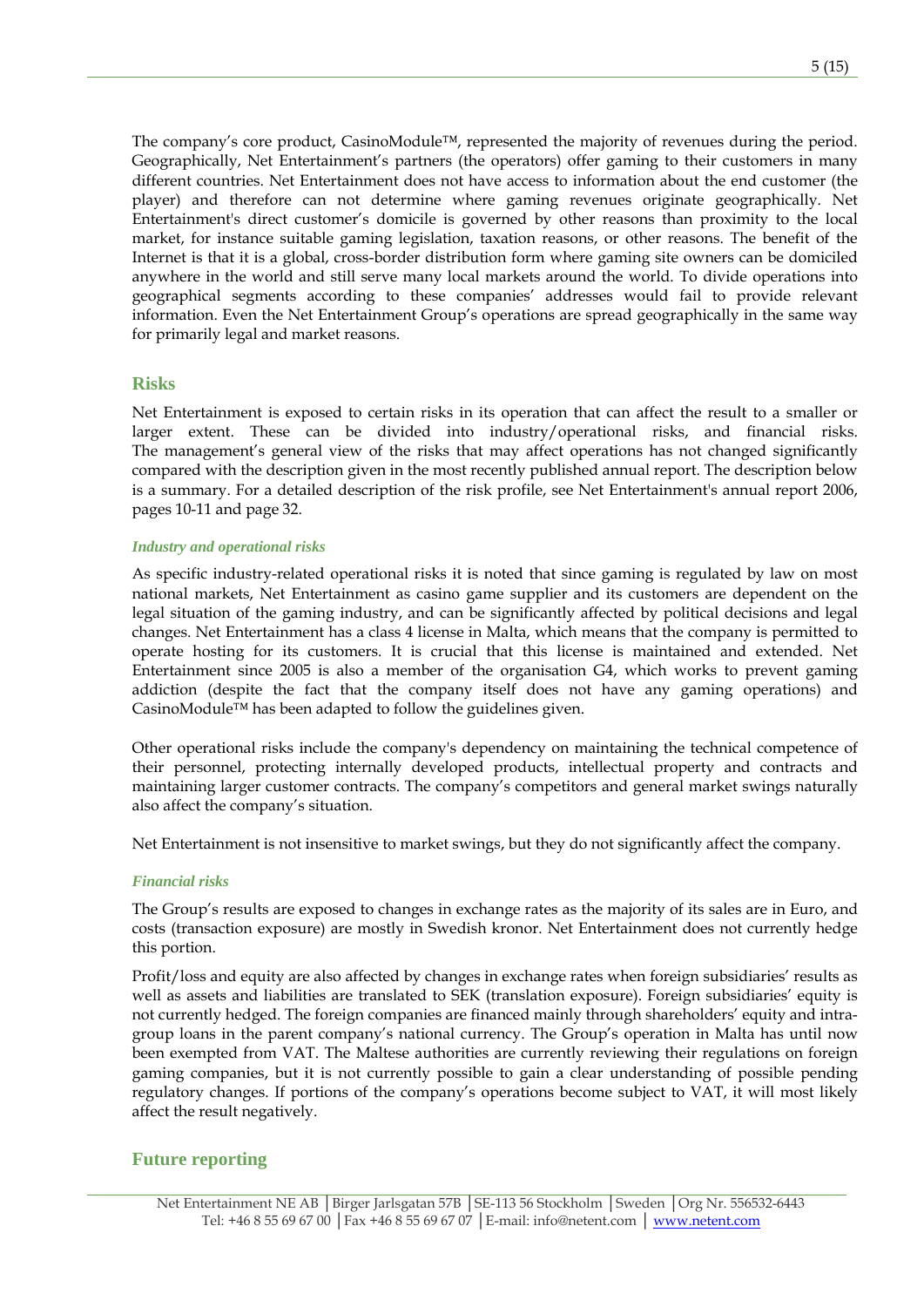The company's core product, CasinoModule™, represented the majority of revenues during the period. Geographically, Net Entertainment's partners (the operators) offer gaming to their customers in many different countries. Net Entertainment does not have access to information about the end customer (the player) and therefore can not determine where gaming revenues originate geographically. Net Entertainment's direct customer's domicile is governed by other reasons than proximity to the local market, for instance suitable gaming legislation, taxation reasons, or other reasons. The benefit of the Internet is that it is a global, cross-border distribution form where gaming site owners can be domiciled anywhere in the world and still serve many local markets around the world. To divide operations into geographical segments according to these companies' addresses would fail to provide relevant information. Even the Net Entertainment Group's operations are spread geographically in the same way for primarily legal and market reasons.

## Risks

Net Entertainment is exposed to certain risks in its operation that can affect the result to a smaller or larger extent. These can be divided into industry/operational risks, and financial risks. The management's general view of the risks that may affect operations has not changed significantly compared with the description given in the most recently published annual report. The description below is a summary. For a detailed description of the risk profile, see Net Entertainment's annual report 2006, pages 10-11 and page 32.

### *Industry and operational risks*

As specific industry-related operational risks it is noted that since gaming is regulated by law on most national markets, Net Entertainment as casino game supplier and its customers are dependent on the legal situation of the gaming industry, and can be significantly affected by political decisions and legal changes. Net Entertainment has a class 4 license in Malta, which means that the company is permitted to operate hosting for its customers. It is crucial that this license is maintained and extended. Net Entertainment since 2005 is also a member of the organisation G4, which works to prevent gaming addiction (despite the fact that the company itself does not have any gaming operations) and CasinoModule™ has been adapted to follow the guidelines given.

Other operational risks include the company's dependency on maintaining the technical competence of their personnel, protecting internally developed products, intellectual property and contracts and maintaining larger customer contracts. The company's competitors and general market swings naturally also affect the company's situation.

Net Entertainment is not insensitive to market swings, but they do not significantly affect the company.

### *Financial risks*

The Group's results are exposed to changes in exchange rates as the majority of its sales are in Euro, and costs (transaction exposure) are mostly in Swedish kronor. Net Entertainment does not currently hedge this portion.

Profit/loss and equity are also affected by changes in exchange rates when foreign subsidiaries' results as well as assets and liabilities are translated to SEK (translation exposure). Foreign subsidiaries' equity is not currently hedged. The foreign companies are financed mainly through shareholders' equity and intra-group loans in the parent company's national currency. The Group's operation in Malta has until now been exempted from VAT. The Maltese authorities are currently reviewing their regulations on foreign gaming companies, but it is not currently possible to gain a clear understanding of possible pending regulatory changes. If portions of the company's operations become subject to VAT, it will most likely affect the result negatively.

## Future reporting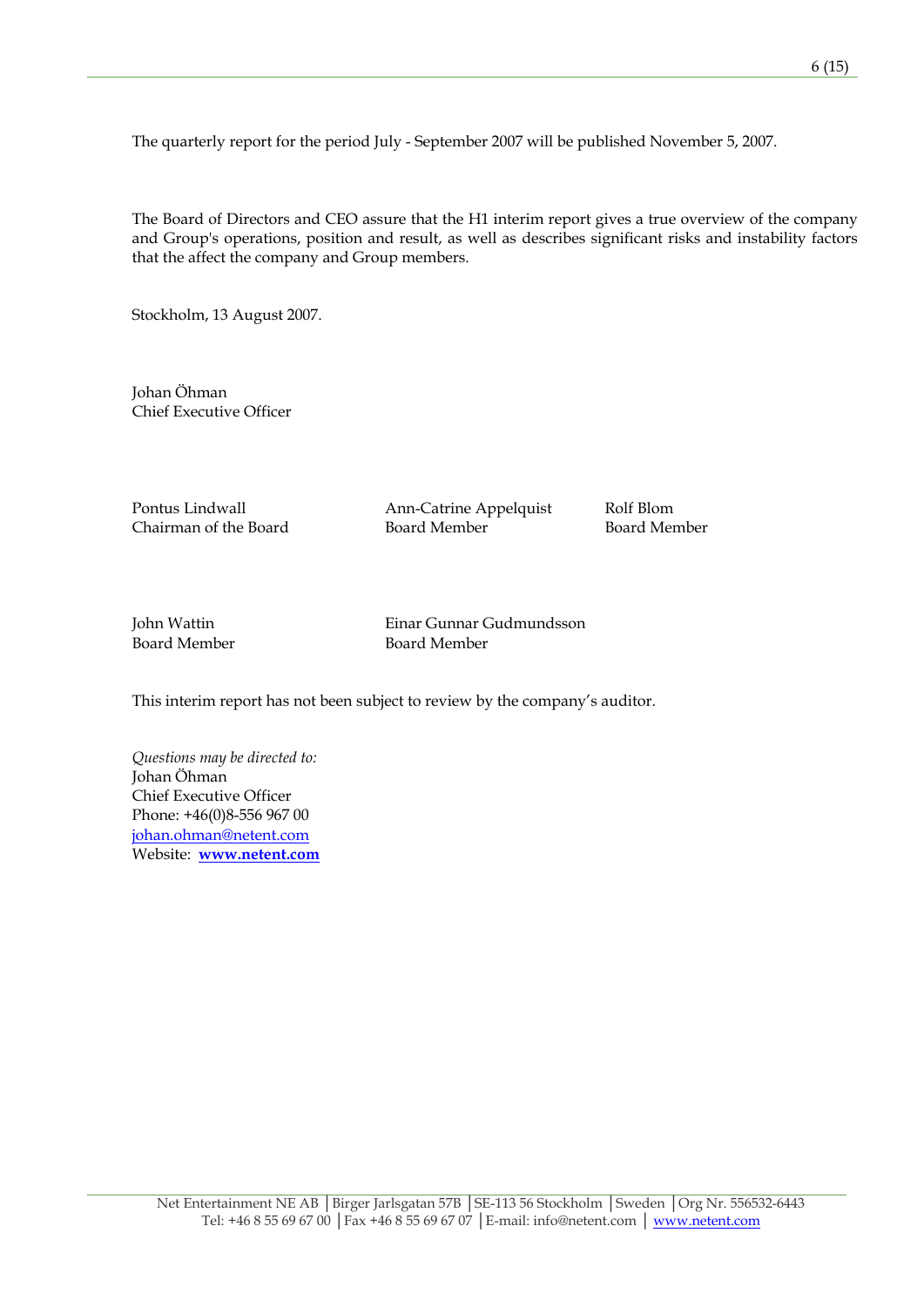The quarterly report for the period July - September 2007 will be published November 5, 2007.

The Board of Directors and CEO assure that the H1 interim report gives a true overview of the company and Group's operations, position and result, as well as describes significant risks and instability factors that the affect the company and Group members.

Stockholm, 13 August 2007.

Johan Öhman
Chief Executive Officer

Pontus Lindwall
Chairman of the Board

Ann-Catrine Appelquist
Board Member

Rolf Blom
Board Member

John Wattin
Board Member

Einar Gunnar Gudmundsson
Board Member

This interim report has not been subject to review by the company's auditor.

*Questions may be directed to:*
Johan Öhman
Chief Executive Officer
Phone: +46(0)8-556 967 00
johan.ohman@netent.com
Website: **www.netent.com**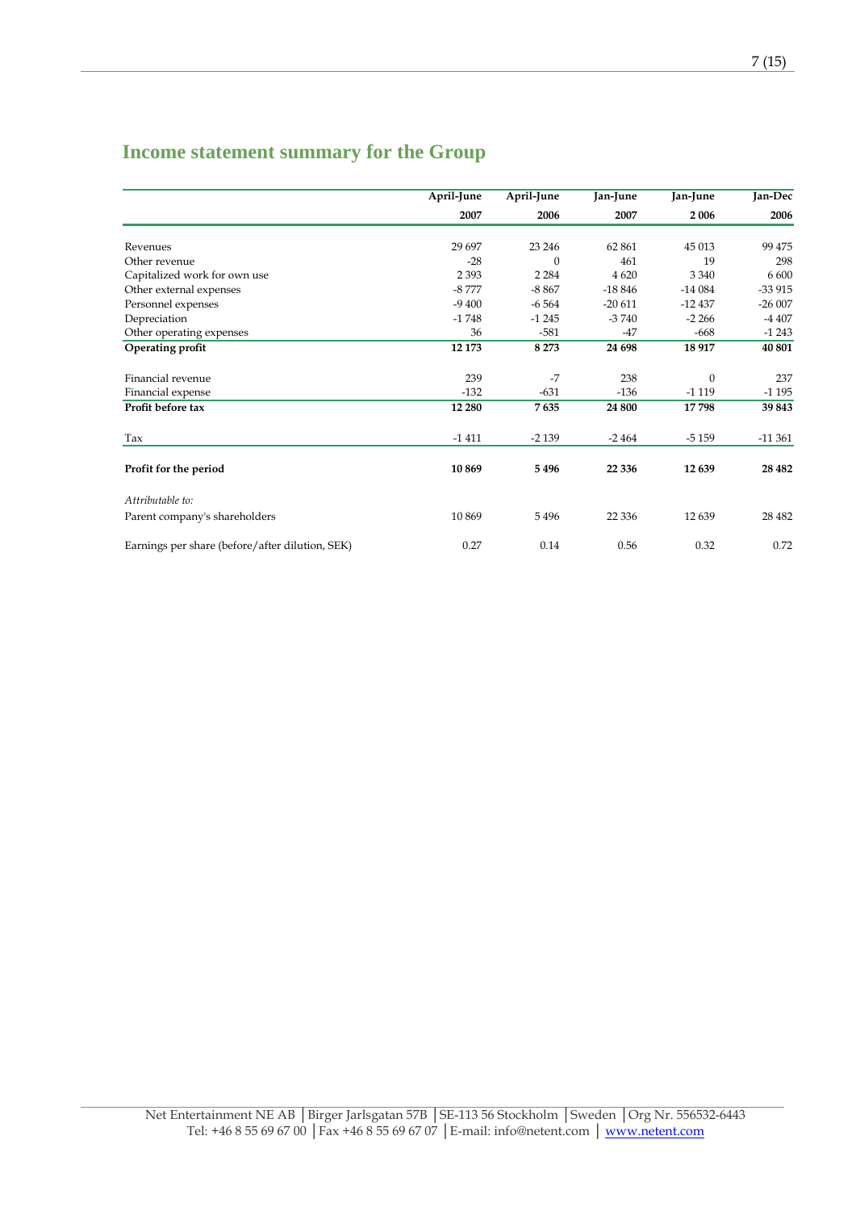## Income statement summary for the Group

| | April-June 2007 | April-June 2006 | Jan-June 2007 | Jan-June 2 006 | Jan-Dec 2006 |
|---|---|---|---|---|---|
| Revenues | 29 697 | 23 246 | 62 861 | 45 013 | 99 475 |
| Other revenue | -28 | 0 | 461 | 19 | 298 |
| Capitalized work for own use | 2 393 | 2 284 | 4 620 | 3 340 | 6 600 |
| Other external expenses | -8 777 | -8 867 | -18 846 | -14 084 | -33 915 |
| Personnel expenses | -9 400 | -6 564 | -20 611 | -12 437 | -26 007 |
| Depreciation | -1 748 | -1 245 | -3 740 | -2 266 | -4 407 |
| Other operating expenses | 36 | -581 | -47 | -668 | -1 243 |
| **Operating profit** | **12 173** | **8 273** | **24 698** | **18 917** | **40 801** |
| | | | | | |
| Financial revenue | 239 | -7 | 238 | 0 | 237 |
| Financial expense | -132 | -631 | -136 | -1 119 | -1 195 |
| **Profit before tax** | **12 280** | **7 635** | **24 800** | **17 798** | **39 843** |
| | | | | | |
| Tax | -1 411 | -2 139 | -2 464 | -5 159 | -11 361 |
| | | | | | |
| **Profit for the period** | **10 869** | **5 496** | **22 336** | **12 639** | **28 482** |
| | | | | | |
| *Attributable to:* | | | | | |
| Parent company's shareholders | 10 869 | 5 496 | 22 336 | 12 639 | 28 482 |
| | | | | | |
| Earnings per share (before/after dilution, SEK) | 0.27 | 0.14 | 0.56 | 0.32 | 0.72 |

Net Entertainment NE AB │Birger Jarlsgatan 57B │SE-113 56 Stockholm │Sweden │Org Nr. 556532-6443
Tel: +46 8 55 69 67 00 │Fax +46 8 55 69 67 07 │E-mail: info@netent.com │ www.netent.com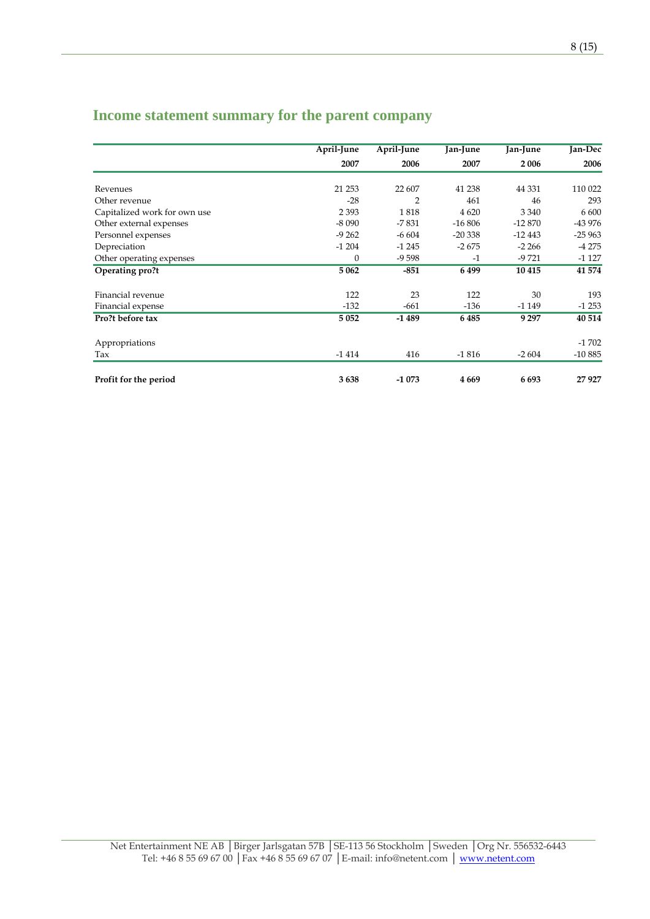## Income statement summary for the parent company

| | April-June 2007 | April-June 2006 | Jan-June 2007 | Jan-June 2 006 | Jan-Dec 2006 |
|---|---|---|---|---|---|
| Revenues | 21 253 | 22 607 | 41 238 | 44 331 | 110 022 |
| Other revenue | -28 | 2 | 461 | 46 | 293 |
| Capitalized work for own use | 2 393 | 1 818 | 4 620 | 3 340 | 6 600 |
| Other external expenses | -8 090 | -7 831 | -16 806 | -12 870 | -43 976 |
| Personnel expenses | -9 262 | -6 604 | -20 338 | -12 443 | -25 963 |
| Depreciation | -1 204 | -1 245 | -2 675 | -2 266 | -4 275 |
| Other operating expenses | 0 | -9 598 | -1 | -9 721 | -1 127 |
| **Operating pro?t** | **5 062** | **-851** | **6 499** | **10 415** | **41 574** |
| Financial revenue | 122 | 23 | 122 | 30 | 193 |
| Financial expense | -132 | -661 | -136 | -1 149 | -1 253 |
| **Pro?t before tax** | **5 052** | **-1 489** | **6 485** | **9 297** | **40 514** |
| Appropriations | | | | | -1 702 |
| Tax | -1 414 | 416 | -1 816 | -2 604 | -10 885 |
| **Profit for the period** | **3 638** | **-1 073** | **4 669** | **6 693** | **27 927** |

Net Entertainment NE AB │Birger Jarlsgatan 57B │SE-113 56 Stockholm │Sweden │Org Nr. 556532-6443
Tel: +46 8 55 69 67 00 │Fax +46 8 55 69 67 07 │E-mail: info@netent.com │ www.netent.com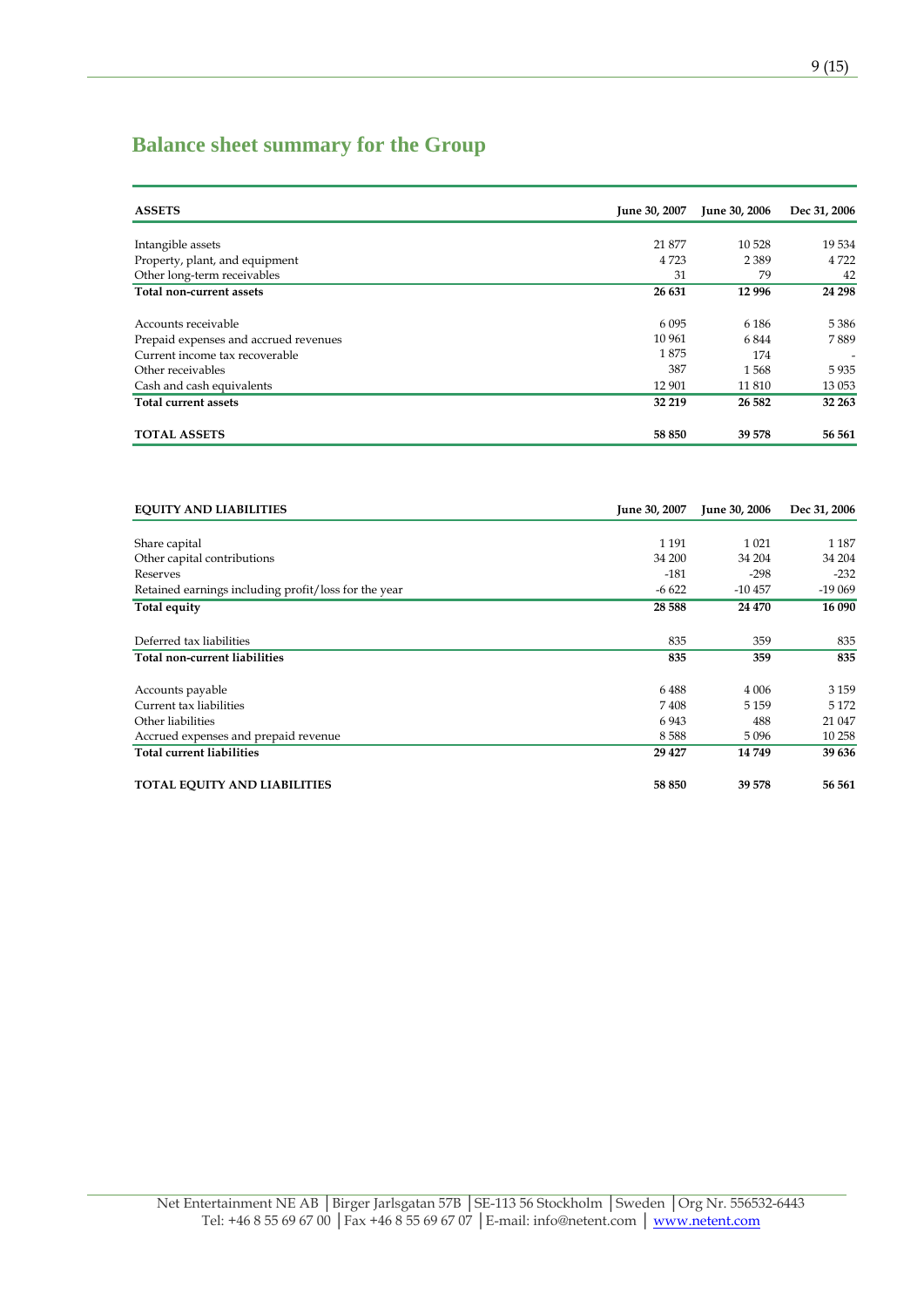# Balance sheet summary for the Group

| ASSETS | June 30, 2007 | June 30, 2006 | Dec 31, 2006 |
|---|---|---|---|
| Intangible assets | 21 877 | 10 528 | 19 534 |
| Property, plant, and equipment | 4 723 | 2 389 | 4 722 |
| Other long-term receivables | 31 | 79 | 42 |
| **Total non-current assets** | **26 631** | **12 996** | **24 298** |
| Accounts receivable | 6 095 | 6 186 | 5 386 |
| Prepaid expenses and accrued revenues | 10 961 | 6 844 | 7 889 |
| Current income tax recoverable | 1 875 | 174 | - |
| Other receivables | 387 | 1 568 | 5 935 |
| Cash and cash equivalents | 12 901 | 11 810 | 13 053 |
| **Total current assets** | **32 219** | **26 582** | **32 263** |
| **TOTAL ASSETS** | **58 850** | **39 578** | **56 561** |

| EQUITY AND LIABILITIES | June 30, 2007 | June 30, 2006 | Dec 31, 2006 |
|---|---|---|---|
| Share capital | 1 191 | 1 021 | 1 187 |
| Other capital contributions | 34 200 | 34 204 | 34 204 |
| Reserves | -181 | -298 | -232 |
| Retained earnings including profit/loss for the year | -6 622 | -10 457 | -19 069 |
| **Total equity** | **28 588** | **24 470** | **16 090** |
| Deferred tax liabilities | 835 | 359 | 835 |
| **Total non-current liabilities** | **835** | **359** | **835** |
| Accounts payable | 6 488 | 4 006 | 3 159 |
| Current tax liabilities | 7 408 | 5 159 | 5 172 |
| Other liabilities | 6 943 | 488 | 21 047 |
| Accrued expenses and prepaid revenue | 8 588 | 5 096 | 10 258 |
| **Total current liabilities** | **29 427** | **14 749** | **39 636** |
| **TOTAL EQUITY AND LIABILITIES** | **58 850** | **39 578** | **56 561** |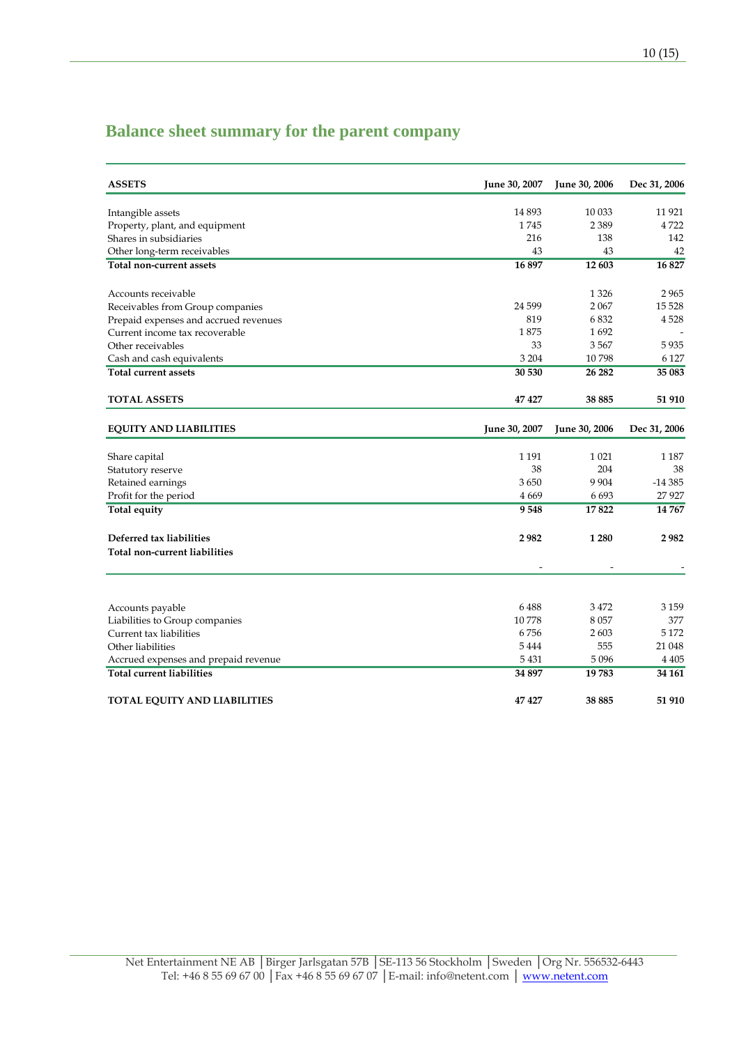## Balance sheet summary for the parent company

| ASSETS | June 30, 2007 | June 30, 2006 | Dec 31, 2006 |
|---|---|---|---|
| Intangible assets | 14 893 | 10 033 | 11 921 |
| Property, plant, and equipment | 1 745 | 2 389 | 4 722 |
| Shares in subsidiaries | 216 | 138 | 142 |
| Other long-term receivables | 43 | 43 | 42 |
| **Total non-current assets** | **16 897** | **12 603** | **16 827** |
| | | | |
| Accounts receivable | | 1 326 | 2 965 |
| Receivables from Group companies | 24 599 | 2 067 | 15 528 |
| Prepaid expenses and accrued revenues | 819 | 6 832 | 4 528 |
| Current income tax recoverable | 1 875 | 1 692 | - |
| Other receivables | 33 | 3 567 | 5 935 |
| Cash and cash equivalents | 3 204 | 10 798 | 6 127 |
| **Total current assets** | **30 530** | **26 282** | **35 083** |
| | | | |
| **TOTAL ASSETS** | **47 427** | **38 885** | **51 910** |

| EQUITY AND LIABILITIES | June 30, 2007 | June 30, 2006 | Dec 31, 2006 |
|---|---|---|---|
| Share capital | 1 191 | 1 021 | 1 187 |
| Statutory reserve | 38 | 204 | 38 |
| Retained earnings | 3 650 | 9 904 | -14 385 |
| Profit for the period | 4 669 | 6 693 | 27 927 |
| **Total equity** | **9 548** | **17 822** | **14 767** |
| | | | |
| **Deferred tax liabilities** | **2 982** | **1 280** | **2 982** |
| **Total non-current liabilities** | | | |
| | - | - | - |
| | | | |
| Accounts payable | 6 488 | 3 472 | 3 159 |
| Liabilities to Group companies | 10 778 | 8 057 | 377 |
| Current tax liabilities | 6 756 | 2 603 | 5 172 |
| Other liabilities | 5 444 | 555 | 21 048 |
| Accrued expenses and prepaid revenue | 5 431 | 5 096 | 4 405 |
| **Total current liabilities** | **34 897** | **19 783** | **34 161** |
| | | | |
| **TOTAL EQUITY AND LIABILITIES** | **47 427** | **38 885** | **51 910** |

Net Entertainment NE AB | Birger Jarlsgatan 57B | SE-113 56 Stockholm | Sweden | Org Nr. 556532-6443
Tel: +46 8 55 69 67 00 | Fax +46 8 55 69 67 07 | E-mail: info@netent.com | www.netent.com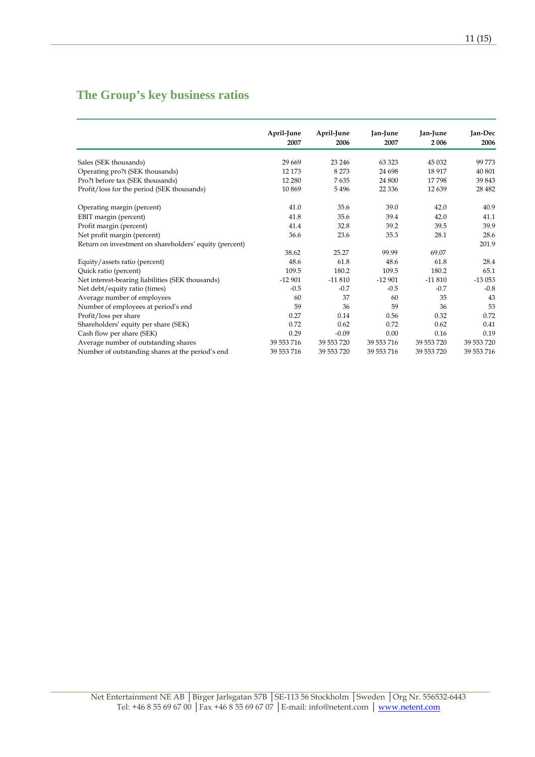## The Group's key business ratios

| | April-June 2007 | April-June 2006 | Jan-June 2007 | Jan-June 2 006 | Jan-Dec 2006 |
|---|---|---|---|---|---|
| Sales (SEK thousands) | 29 669 | 23 246 | 63 323 | 45 032 | 99 773 |
| Operating pro?t (SEK thousands) | 12 173 | 8 273 | 24 698 | 18 917 | 40 801 |
| Pro?t before tax (SEK thousands) | 12 280 | 7 635 | 24 800 | 17 798 | 39 843 |
| Profit/loss for the period (SEK thousands) | 10 869 | 5 496 | 22 336 | 12 639 | 28 482 |
| | | | | | |
| Operating margin (percent) | 41.0 | 35.6 | 39.0 | 42.0 | 40.9 |
| EBIT margin (percent) | 41.8 | 35.6 | 39.4 | 42.0 | 41.1 |
| Profit margin (percent) | 41.4 | 32.8 | 39.2 | 39.5 | 39.9 |
| Net profit margin (percent) | 36.6 | 23.6 | 35.3 | 28.1 | 28.6 |
| Return on investment on shareholders' equity (percent) | 38.62 | 25.27 | 99.99 | 69.07 | 201.9 |
| Equity/assets ratio (percent) | 48.6 | 61.8 | 48.6 | 61.8 | 28.4 |
| Quick ratio (percent) | 109.5 | 180.2 | 109.5 | 180.2 | 65.1 |
| Net interest-bearing liabilities (SEK thousands) | -12 901 | -11 810 | -12 901 | -11 810 | -13 053 |
| Net debt/equity ratio (times) | -0.5 | -0.7 | -0.5 | -0.7 | -0.8 |
| Average number of employees | 60 | 37 | 60 | 35 | 43 |
| Number of employees at period's end | 59 | 36 | 59 | 36 | 53 |
| Profit/loss per share | 0.27 | 0.14 | 0.56 | 0.32 | 0.72 |
| Shareholders' equity per share (SEK) | 0.72 | 0.62 | 0.72 | 0.62 | 0.41 |
| Cash flow per share (SEK) | 0.29 | -0.09 | 0.00 | 0.16 | 0.19 |
| Average number of outstanding shares | 39 553 716 | 39 553 720 | 39 553 716 | 39 553 720 | 39 553 720 |
| Number of outstanding shares at the period's end | 39 553 716 | 39 553 720 | 39 553 716 | 39 553 720 | 39 553 716 |

Net Entertainment NE AB │Birger Jarlsgatan 57B │SE-113 56 Stockholm │Sweden │Org Nr. 556532-6443
Tel: +46 8 55 69 67 00 │Fax +46 8 55 69 67 07 │E-mail: info@netent.com │ www.netent.com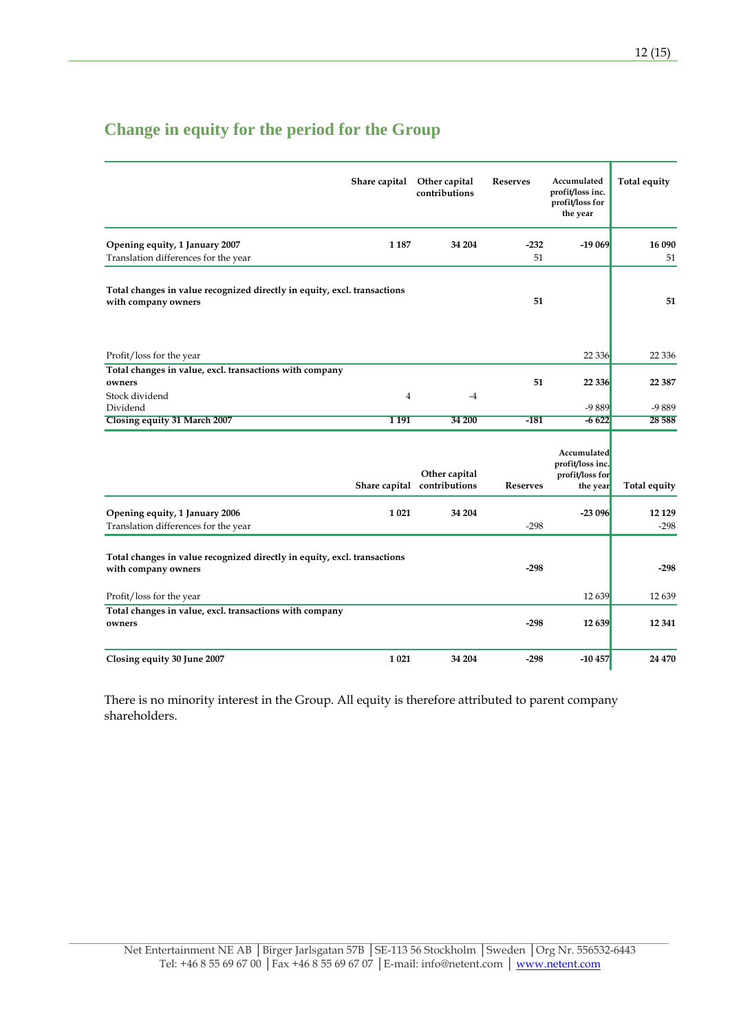## Change in equity for the period for the Group

| | Share capital | Other capital contributions | Reserves | Accumulated profit/loss inc. profit/loss for the year | Total equity |
|---|---|---|---|---|---|
| **Opening equity, 1 January 2007** | **1 187** | **34 204** | **-232** | **-19 069** | **16 090** |
| Translation differences for the year | | | 51 | | 51 |
| **Total changes in value recognized directly in equity, excl. transactions with company owners** | | | **51** | | **51** |
| Profit/loss for the year | | | | 22 336 | 22 336 |
| **Total changes in value, excl. transactions with company owners** | | | **51** | **22 336** | **22 387** |
| Stock dividend | 4 | -4 | | | |
| Dividend | | | | -9 889 | -9 889 |
| **Closing equity 31 March 2007** | **1 191** | **34 200** | **-181** | **-6 622** | **28 588** |

| | Share capital | Other capital contributions | Reserves | Accumulated profit/loss inc. profit/loss for the year | Total equity |
|---|---|---|---|---|---|
| **Opening equity, 1 January 2006** | **1 021** | **34 204** | | **-23 096** | **12 129** |
| Translation differences for the year | | | -298 | | -298 |
| **Total changes in value recognized directly in equity, excl. transactions with company owners** | | | **-298** | | **-298** |
| Profit/loss for the year | | | | 12 639 | 12 639 |
| **Total changes in value, excl. transactions with company owners** | | | **-298** | **12 639** | **12 341** |
| **Closing equity 30 June 2007** | **1 021** | **34 204** | **-298** | **-10 457** | **24 470** |

There is no minority interest in the Group. All equity is therefore attributed to parent company shareholders.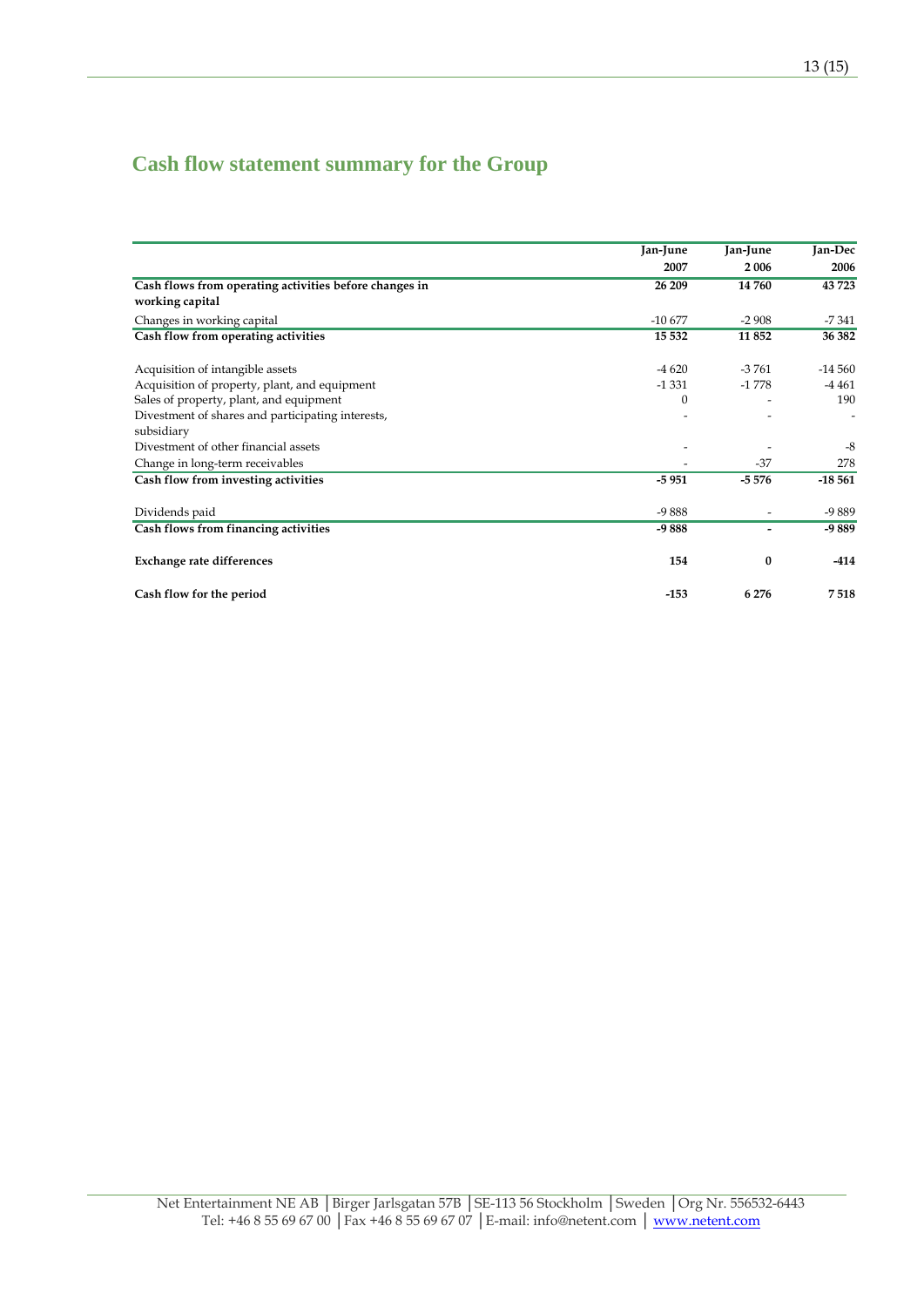# Cash flow statement summary for the Group

| | Jan-June 2007 | Jan-June 2 006 | Jan-Dec 2006 |
|---|---|---|---|
| **Cash flows from operating activities before changes in working capital** | **26 209** | **14 760** | **43 723** |
| Changes in working capital | -10 677 | -2 908 | -7 341 |
| **Cash flow from operating activities** | **15 532** | **11 852** | **36 382** |
| | | | |
| Acquisition of intangible assets | -4 620 | -3 761 | -14 560 |
| Acquisition of property, plant, and equipment | -1 331 | -1 778 | -4 461 |
| Sales of property, plant, and equipment | 0 | - | 190 |
| Divestment of shares and participating interests, subsidiary | - | - | - |
| Divestment of other financial assets | - | - | -8 |
| Change in long-term receivables | - | -37 | 278 |
| **Cash flow from investing activities** | **-5 951** | **-5 576** | **-18 561** |
| | | | |
| Dividends paid | -9 888 | - | -9 889 |
| **Cash flows from financing activities** | **-9 888** | **-** | **-9 889** |
| | | | |
| **Exchange rate differences** | **154** | **0** | **-414** |
| | | | |
| **Cash flow for the period** | **-153** | **6 276** | **7 518** |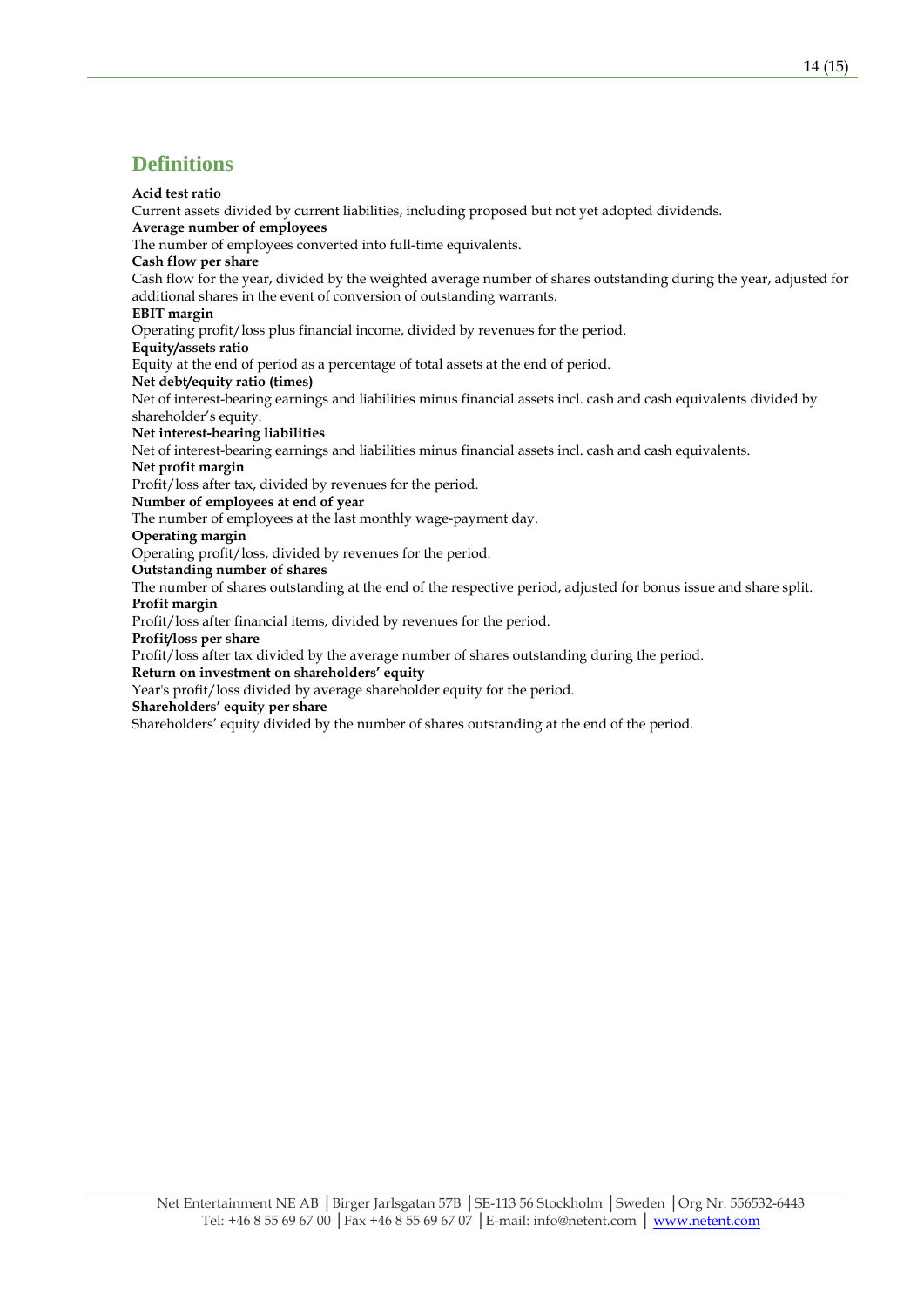## Definitions

**Acid test ratio**
Current assets divided by current liabilities, including proposed but not yet adopted dividends.

**Average number of employees**
The number of employees converted into full-time equivalents.

**Cash flow per share**
Cash flow for the year, divided by the weighted average number of shares outstanding during the year, adjusted for additional shares in the event of conversion of outstanding warrants.

**EBIT margin**
Operating profit/loss plus financial income, divided by revenues for the period.

**Equity/assets ratio**
Equity at the end of period as a percentage of total assets at the end of period.

**Net debt/equity ratio (times)**
Net of interest-bearing earnings and liabilities minus financial assets incl. cash and cash equivalents divided by shareholder's equity.

**Net interest-bearing liabilities**
Net of interest-bearing earnings and liabilities minus financial assets incl. cash and cash equivalents.

**Net profit margin**
Profit/loss after tax, divided by revenues for the period.

**Number of employees at end of year**
The number of employees at the last monthly wage-payment day.

**Operating margin**
Operating profit/loss, divided by revenues for the period.

**Outstanding number of shares**
The number of shares outstanding at the end of the respective period, adjusted for bonus issue and share split.

**Profit margin**
Profit/loss after financial items, divided by revenues for the period.

**Profit/loss per share**
Profit/loss after tax divided by the average number of shares outstanding during the period.

**Return on investment on shareholders' equity**
Year's profit/loss divided by average shareholder equity for the period.

**Shareholders' equity per share**
Shareholders' equity divided by the number of shares outstanding at the end of the period.

Net Entertainment NE AB | Birger Jarlsgatan 57B | SE-113 56 Stockholm | Sweden | Org Nr. 556532-6443
Tel: +46 8 55 69 67 00 | Fax +46 8 55 69 67 07 | E-mail: info@netent.com | www.netent.com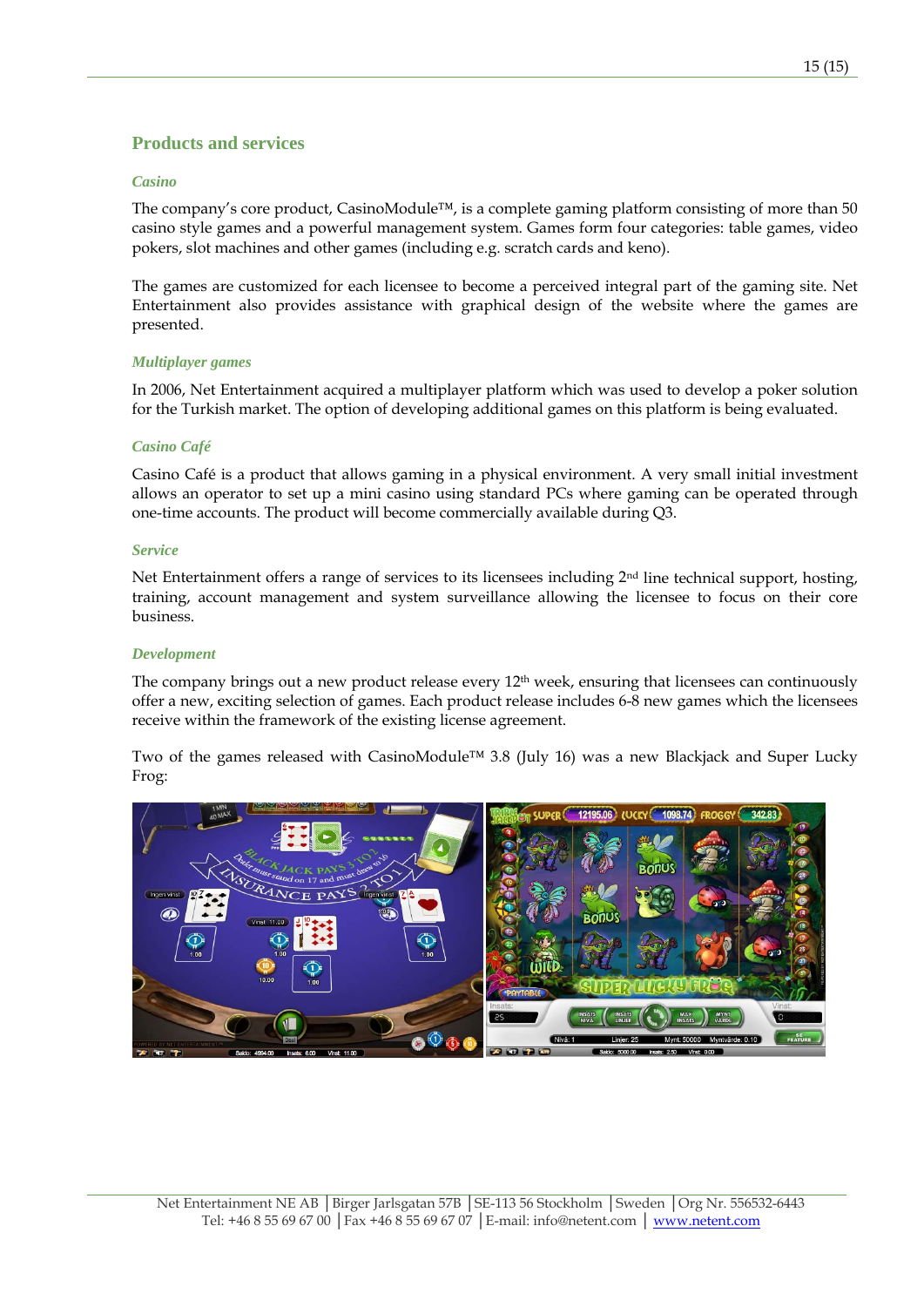## Products and services

### *Casino*

The company's core product, CasinoModule™, is a complete gaming platform consisting of more than 50 casino style games and a powerful management system. Games form four categories: table games, video pokers, slot machines and other games (including e.g. scratch cards and keno).

The games are customized for each licensee to become a perceived integral part of the gaming site. Net Entertainment also provides assistance with graphical design of the website where the games are presented.

### *Multiplayer games*

In 2006, Net Entertainment acquired a multiplayer platform which was used to develop a poker solution for the Turkish market. The option of developing additional games on this platform is being evaluated.

### *Casino Café*

Casino Café is a product that allows gaming in a physical environment. A very small initial investment allows an operator to set up a mini casino using standard PCs where gaming can be operated through one-time accounts. The product will become commercially available during Q3.

### *Service*

Net Entertainment offers a range of services to its licensees including 2nd line technical support, hosting, training, account management and system surveillance allowing the licensee to focus on their core business.

### *Development*

The company brings out a new product release every 12th week, ensuring that licensees can continuously offer a new, exciting selection of games. Each product release includes 6-8 new games which the licensees receive within the framework of the existing license agreement.

Two of the games released with CasinoModule™ 3.8 (July 16) was a new Blackjack and Super Lucky Frog: